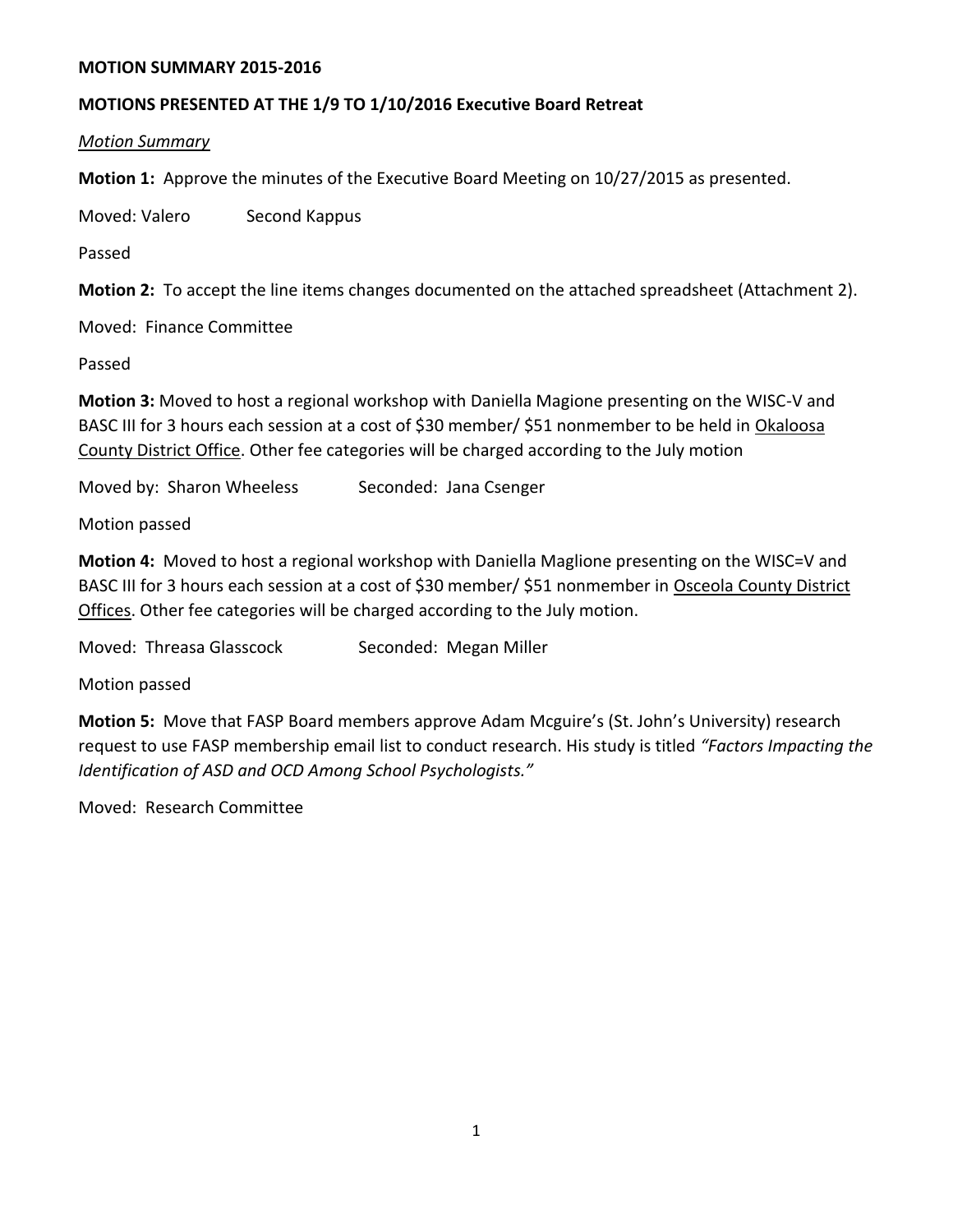**MOTION SUMMARY 2015-2016**

**MOTIONS PRESENTED AT THE 1/9 TO 1/10/2016 Executive Board Retreat**

*Motion Summary*

**Motion 1:** Approve the minutes of the Executive Board Meeting on 10/27/2015 as presented.

Moved: Valero Second Kappus

Passed

**Motion 2:** To accept the line items changes documented on the attached spreadsheet (Attachment 2).

Moved: Finance Committee

Passed

**Motion 3:** Moved to host a regional workshop with Daniella Magione presenting on the WISC-V and BASC III for 3 hours each session at a cost of $30 member/ $51 nonmember to be held in Okaloosa County District Office. Other fee categories will be charged according to the July motion

Moved by: Sharon Wheeless Seconded: Jana Csenger

Motion passed

**Motion 4:** Moved to host a regional workshop with Daniella Maglione presenting on the WISC=V and BASC III for 3 hours each session at a cost of $30 member/ $51 nonmember in Osceola County District Offices. Other fee categories will be charged according to the July motion.

Moved: Threasa Glasscock Seconded: Megan Miller

Motion passed

**Motion 5:** Move that FASP Board members approve Adam Mcguire's (St. John's University) research request to use FASP membership email list to conduct research. His study is titled *"Factors Impacting the Identification of ASD and OCD Among School Psychologists."*

Moved: Research Committee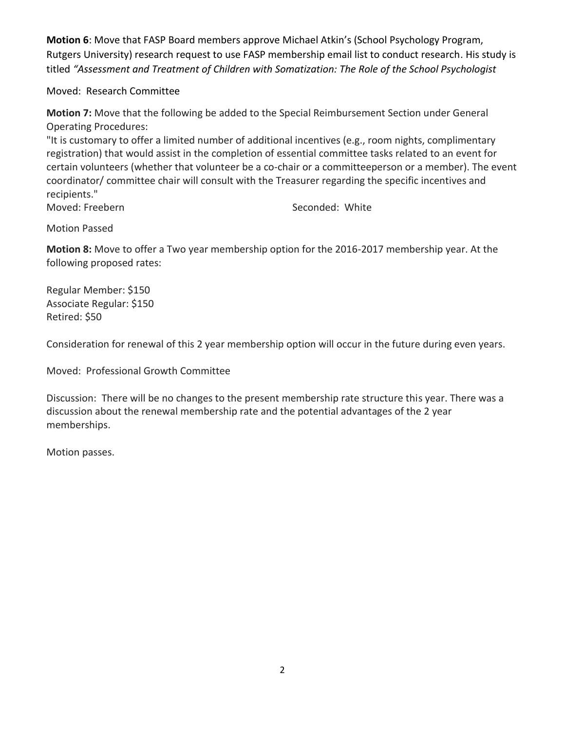**Motion 6**: Move that FASP Board members approve Michael Atkin's (School Psychology Program, Rutgers University) research request to use FASP membership email list to conduct research. His study is titled *"Assessment and Treatment of Children with Somatization: The Role of the School Psychologist*

Moved: Research Committee

**Motion 7:** Move that the following be added to the Special Reimbursement Section under General Operating Procedures:
"It is customary to offer a limited number of additional incentives (e.g., room nights, complimentary registration) that would assist in the completion of essential committee tasks related to an event for certain volunteers (whether that volunteer be a co-chair or a committeeperson or a member). The event coordinator/ committee chair will consult with the Treasurer regarding the specific incentives and recipients."
Moved: Freebern Seconded: White

Motion Passed

**Motion 8:** Move to offer a Two year membership option for the 2016-2017 membership year. At the following proposed rates:

Regular Member: $150
Associate Regular: $150
Retired: $50

Consideration for renewal of this 2 year membership option will occur in the future during even years.

Moved: Professional Growth Committee

Discussion: There will be no changes to the present membership rate structure this year. There was a discussion about the renewal membership rate and the potential advantages of the 2 year memberships.

Motion passes.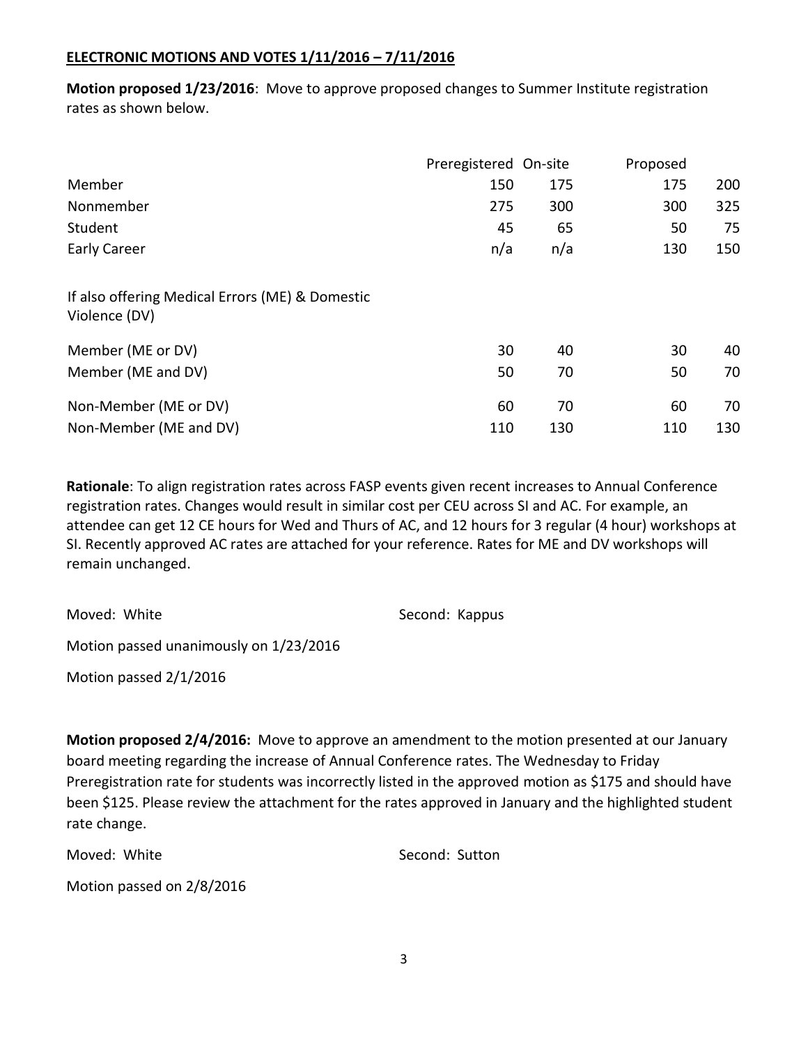**ELECTRONIC MOTIONS AND VOTES 1/11/2016 – 7/11/2016**

**Motion proposed 1/23/2016**: Move to approve proposed changes to Summer Institute registration rates as shown below.

| | Preregistered | On-site | Proposed | |
|---|---|---|---|---|
| Member | 150 | 175 | 175 | 200 |
| Nonmember | 275 | 300 | 300 | 325 |
| Student | 45 | 65 | 50 | 75 |
| Early Career | n/a | n/a | 130 | 150 |
| If also offering Medical Errors (ME) & Domestic Violence (DV) | | | | |
| Member (ME or DV) | 30 | 40 | 30 | 40 |
| Member (ME and DV) | 50 | 70 | 50 | 70 |
| Non-Member (ME or DV) | 60 | 70 | 60 | 70 |
| Non-Member (ME and DV) | 110 | 130 | 110 | 130 |

**Rationale**: To align registration rates across FASP events given recent increases to Annual Conference registration rates. Changes would result in similar cost per CEU across SI and AC. For example, an attendee can get 12 CE hours for Wed and Thurs of AC, and 12 hours for 3 regular (4 hour) workshops at SI. Recently approved AC rates are attached for your reference. Rates for ME and DV workshops will remain unchanged.

Moved: White  Second: Kappus

Motion passed unanimously on 1/23/2016

Motion passed 2/1/2016

**Motion proposed 2/4/2016:** Move to approve an amendment to the motion presented at our January board meeting regarding the increase of Annual Conference rates. The Wednesday to Friday Preregistration rate for students was incorrectly listed in the approved motion as $175 and should have been $125. Please review the attachment for the rates approved in January and the highlighted student rate change.

Moved: White  Second: Sutton

Motion passed on 2/8/2016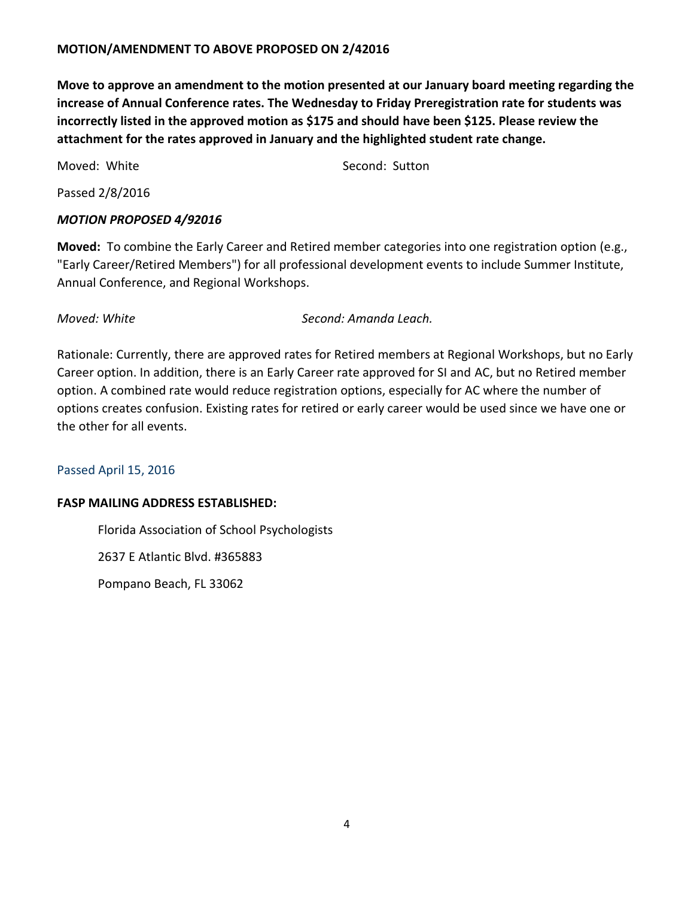**MOTION/AMENDMENT TO ABOVE PROPOSED ON 2/42016**

**Move to approve an amendment to the motion presented at our January board meeting regarding the increase of Annual Conference rates. The Wednesday to Friday Preregistration rate for students was incorrectly listed in the approved motion as $175 and should have been $125. Please review the attachment for the rates approved in January and the highlighted student rate change.**

Moved: White Second: Sutton

Passed 2/8/2016

***MOTION PROPOSED 4/92016***

**Moved:** To combine the Early Career and Retired member categories into one registration option (e.g., "Early Career/Retired Members") for all professional development events to include Summer Institute, Annual Conference, and Regional Workshops.

*Moved: White* *Second: Amanda Leach.*

Rationale: Currently, there are approved rates for Retired members at Regional Workshops, but no Early Career option. In addition, there is an Early Career rate approved for SI and AC, but no Retired member option. A combined rate would reduce registration options, especially for AC where the number of options creates confusion. Existing rates for retired or early career would be used since we have one or the other for all events.

Passed April 15, 2016

**FASP MAILING ADDRESS ESTABLISHED:**

Florida Association of School Psychologists

2637 E Atlantic Blvd. #365883

Pompano Beach, FL 33062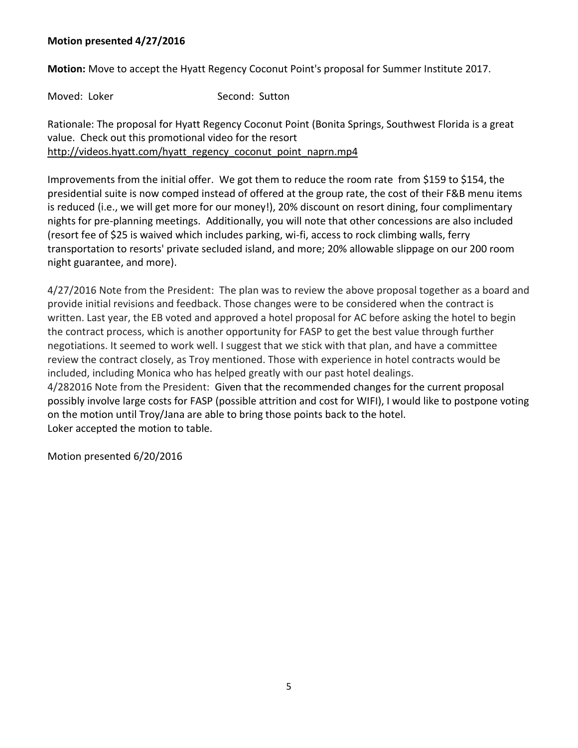**Motion presented 4/27/2016**

**Motion:** Move to accept the Hyatt Regency Coconut Point's proposal for Summer Institute 2017.

Moved: Loker Second: Sutton

Rationale: The proposal for Hyatt Regency Coconut Point (Bonita Springs, Southwest Florida is a great value. Check out this promotional video for the resort http://videos.hyatt.com/hyatt_regency_coconut_point_naprn.mp4

Improvements from the initial offer. We got them to reduce the room rate from $159 to $154, the presidential suite is now comped instead of offered at the group rate, the cost of their F&B menu items is reduced (i.e., we will get more for our money!), 20% discount on resort dining, four complimentary nights for pre-planning meetings. Additionally, you will note that other concessions are also included (resort fee of $25 is waived which includes parking, wi-fi, access to rock climbing walls, ferry transportation to resorts' private secluded island, and more; 20% allowable slippage on our 200 room night guarantee, and more).

4/27/2016 Note from the President: The plan was to review the above proposal together as a board and provide initial revisions and feedback. Those changes were to be considered when the contract is written. Last year, the EB voted and approved a hotel proposal for AC before asking the hotel to begin the contract process, which is another opportunity for FASP to get the best value through further negotiations. It seemed to work well. I suggest that we stick with that plan, and have a committee review the contract closely, as Troy mentioned. Those with experience in hotel contracts would be included, including Monica who has helped greatly with our past hotel dealings.
4/282016 Note from the President: Given that the recommended changes for the current proposal possibly involve large costs for FASP (possible attrition and cost for WIFI), I would like to postpone voting on the motion until Troy/Jana are able to bring those points back to the hotel.
Loker accepted the motion to table.

Motion presented 6/20/2016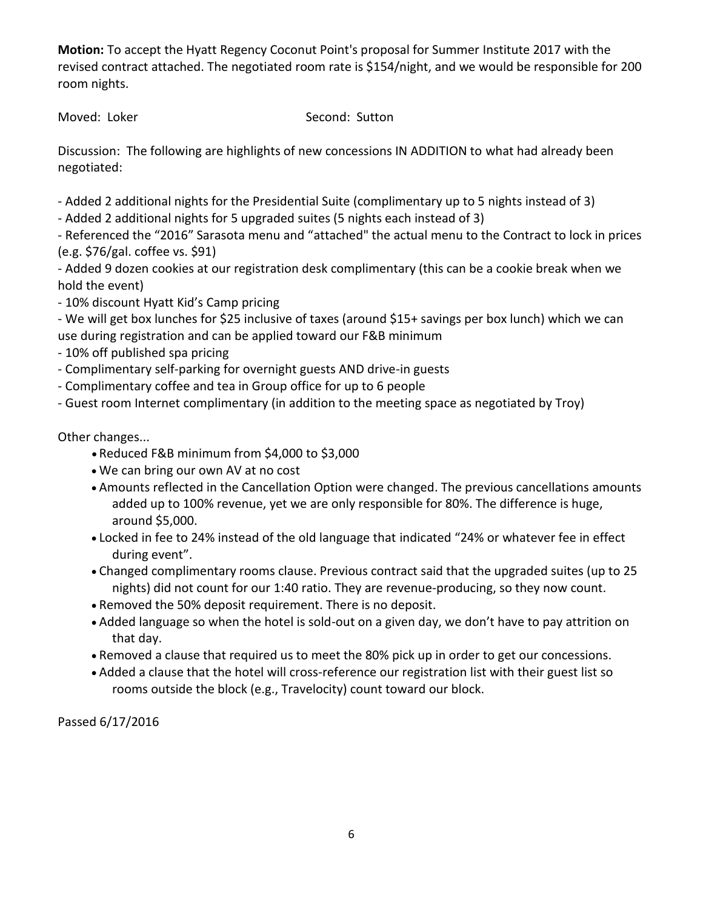**Motion:** To accept the Hyatt Regency Coconut Point's proposal for Summer Institute 2017 with the revised contract attached. The negotiated room rate is $154/night, and we would be responsible for 200 room nights.

Moved: Loker Second: Sutton

Discussion: The following are highlights of new concessions IN ADDITION to what had already been negotiated:

- Added 2 additional nights for the Presidential Suite (complimentary up to 5 nights instead of 3)
- Added 2 additional nights for 5 upgraded suites (5 nights each instead of 3)
- Referenced the "2016" Sarasota menu and "attached" the actual menu to the Contract to lock in prices (e.g. $76/gal. coffee vs. $91)
- Added 9 dozen cookies at our registration desk complimentary (this can be a cookie break when we hold the event)
- 10% discount Hyatt Kid's Camp pricing
- We will get box lunches for $25 inclusive of taxes (around $15+ savings per box lunch) which we can use during registration and can be applied toward our F&B minimum
- 10% off published spa pricing
- Complimentary self-parking for overnight guests AND drive-in guests
- Complimentary coffee and tea in Group office for up to 6 people
- Guest room Internet complimentary (in addition to the meeting space as negotiated by Troy)

Other changes...

- Reduced F&B minimum from $4,000 to $3,000
- We can bring our own AV at no cost
- Amounts reflected in the Cancellation Option were changed. The previous cancellations amounts added up to 100% revenue, yet we are only responsible for 80%. The difference is huge, around $5,000.
- Locked in fee to 24% instead of the old language that indicated "24% or whatever fee in effect during event".
- Changed complimentary rooms clause. Previous contract said that the upgraded suites (up to 25 nights) did not count for our 1:40 ratio. They are revenue-producing, so they now count.
- Removed the 50% deposit requirement. There is no deposit.
- Added language so when the hotel is sold-out on a given day, we don't have to pay attrition on that day.
- Removed a clause that required us to meet the 80% pick up in order to get our concessions.
- Added a clause that the hotel will cross-reference our registration list with their guest list so rooms outside the block (e.g., Travelocity) count toward our block.

Passed 6/17/2016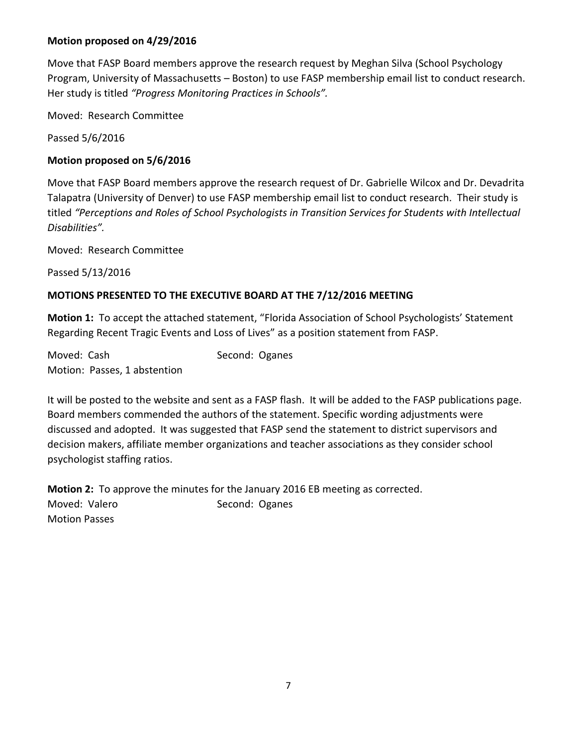**Motion proposed on 4/29/2016**

Move that FASP Board members approve the research request by Meghan Silva (School Psychology Program, University of Massachusetts – Boston) to use FASP membership email list to conduct research. Her study is titled *"Progress Monitoring Practices in Schools".*

Moved: Research Committee

Passed 5/6/2016

**Motion proposed on 5/6/2016**

Move that FASP Board members approve the research request of Dr. Gabrielle Wilcox and Dr. Devadrita Talapatra (University of Denver) to use FASP membership email list to conduct research. Their study is titled *"Perceptions and Roles of School Psychologists in Transition Services for Students with Intellectual Disabilities".*

Moved: Research Committee

Passed 5/13/2016

**MOTIONS PRESENTED TO THE EXECUTIVE BOARD AT THE 7/12/2016 MEETING**

**Motion 1:** To accept the attached statement, "Florida Association of School Psychologists' Statement Regarding Recent Tragic Events and Loss of Lives" as a position statement from FASP.

Moved: Cash Second: Oganes
Motion: Passes, 1 abstention

It will be posted to the website and sent as a FASP flash. It will be added to the FASP publications page. Board members commended the authors of the statement. Specific wording adjustments were discussed and adopted. It was suggested that FASP send the statement to district supervisors and decision makers, affiliate member organizations and teacher associations as they consider school psychologist staffing ratios.

**Motion 2:** To approve the minutes for the January 2016 EB meeting as corrected.
Moved: Valero Second: Oganes
Motion Passes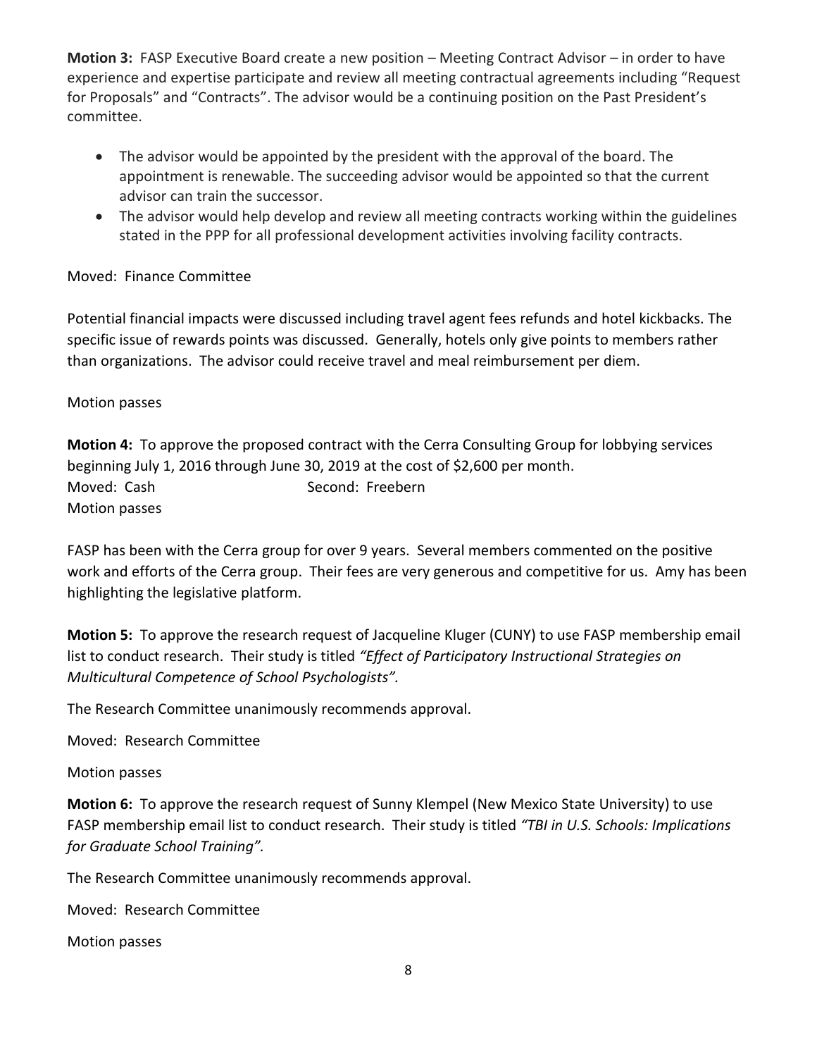**Motion 3:** FASP Executive Board create a new position – Meeting Contract Advisor – in order to have experience and expertise participate and review all meeting contractual agreements including "Request for Proposals" and "Contracts". The advisor would be a continuing position on the Past President's committee.

- The advisor would be appointed by the president with the approval of the board. The appointment is renewable. The succeeding advisor would be appointed so that the current advisor can train the successor.
- The advisor would help develop and review all meeting contracts working within the guidelines stated in the PPP for all professional development activities involving facility contracts.

Moved: Finance Committee

Potential financial impacts were discussed including travel agent fees refunds and hotel kickbacks. The specific issue of rewards points was discussed. Generally, hotels only give points to members rather than organizations. The advisor could receive travel and meal reimbursement per diem.

Motion passes

**Motion 4:** To approve the proposed contract with the Cerra Consulting Group for lobbying services beginning July 1, 2016 through June 30, 2019 at the cost of $2,600 per month.
Moved: Cash Second: Freebern
Motion passes

FASP has been with the Cerra group for over 9 years. Several members commented on the positive work and efforts of the Cerra group. Their fees are very generous and competitive for us. Amy has been highlighting the legislative platform.

**Motion 5:** To approve the research request of Jacqueline Kluger (CUNY) to use FASP membership email list to conduct research. Their study is titled *"Effect of Participatory Instructional Strategies on Multicultural Competence of School Psychologists".*

The Research Committee unanimously recommends approval.

Moved: Research Committee

Motion passes

**Motion 6:** To approve the research request of Sunny Klempel (New Mexico State University) to use FASP membership email list to conduct research. Their study is titled *"TBI in U.S. Schools: Implications for Graduate School Training".*

The Research Committee unanimously recommends approval.

Moved: Research Committee

Motion passes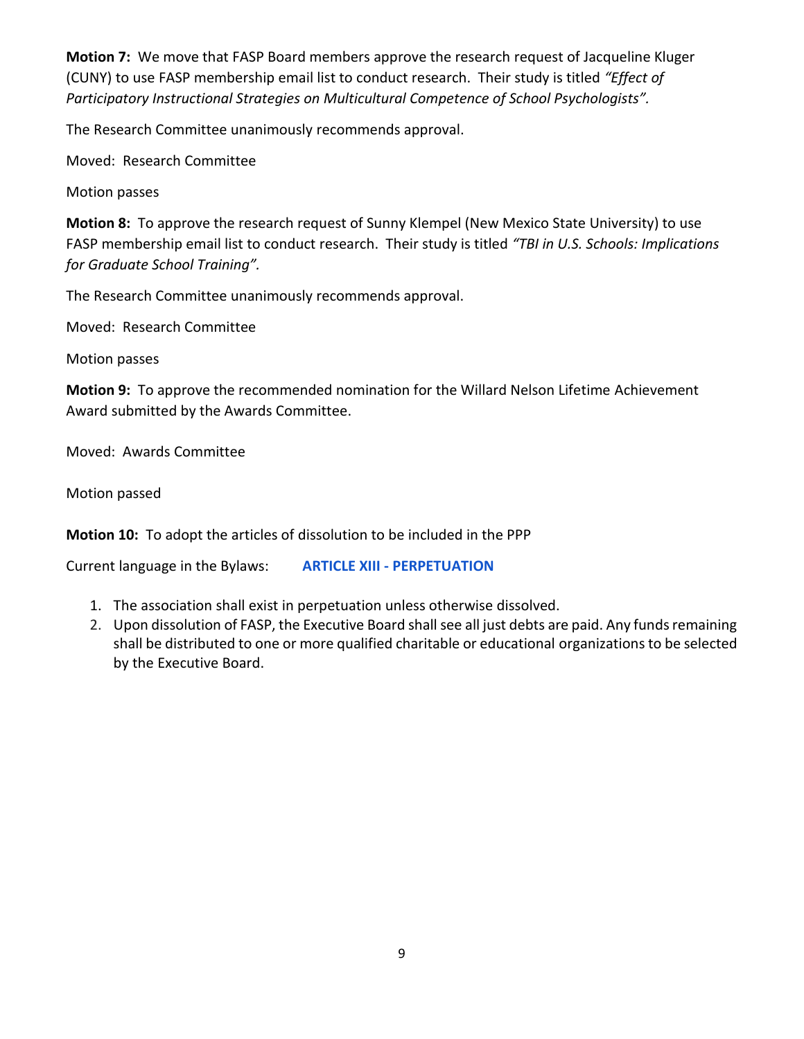**Motion 7:** We move that FASP Board members approve the research request of Jacqueline Kluger (CUNY) to use FASP membership email list to conduct research. Their study is titled *"Effect of Participatory Instructional Strategies on Multicultural Competence of School Psychologists".*

The Research Committee unanimously recommends approval.

Moved: Research Committee

Motion passes

**Motion 8:** To approve the research request of Sunny Klempel (New Mexico State University) to use FASP membership email list to conduct research. Their study is titled *"TBI in U.S. Schools: Implications for Graduate School Training".*

The Research Committee unanimously recommends approval.

Moved: Research Committee

Motion passes

**Motion 9:** To approve the recommended nomination for the Willard Nelson Lifetime Achievement Award submitted by the Awards Committee.

Moved: Awards Committee

Motion passed

**Motion 10:** To adopt the articles of dissolution to be included in the PPP

Current language in the Bylaws: **ARTICLE XIII - PERPETUATION**

1. The association shall exist in perpetuation unless otherwise dissolved.
2. Upon dissolution of FASP, the Executive Board shall see all just debts are paid. Any funds remaining shall be distributed to one or more qualified charitable or educational organizations to be selected by the Executive Board.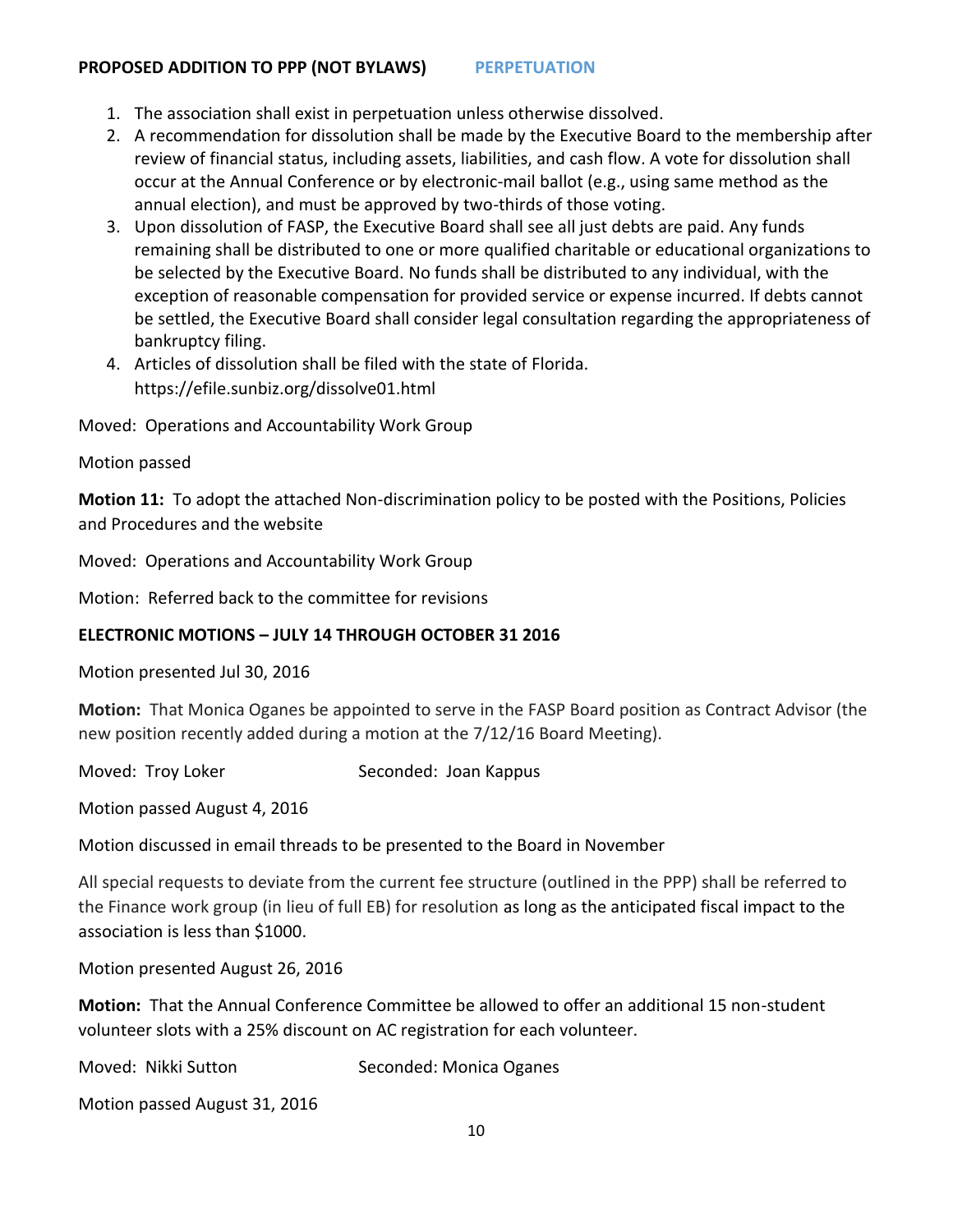**PROPOSED ADDITION TO PPP (NOT BYLAWS)** **PERPETUATION**

1. The association shall exist in perpetuation unless otherwise dissolved.
2. A recommendation for dissolution shall be made by the Executive Board to the membership after review of financial status, including assets, liabilities, and cash flow. A vote for dissolution shall occur at the Annual Conference or by electronic-mail ballot (e.g., using same method as the annual election), and must be approved by two-thirds of those voting.
3. Upon dissolution of FASP, the Executive Board shall see all just debts are paid. Any funds remaining shall be distributed to one or more qualified charitable or educational organizations to be selected by the Executive Board. No funds shall be distributed to any individual, with the exception of reasonable compensation for provided service or expense incurred. If debts cannot be settled, the Executive Board shall consider legal consultation regarding the appropriateness of bankruptcy filing.
4. Articles of dissolution shall be filed with the state of Florida. https://efile.sunbiz.org/dissolve01.html

Moved: Operations and Accountability Work Group

Motion passed

**Motion 11:** To adopt the attached Non-discrimination policy to be posted with the Positions, Policies and Procedures and the website

Moved: Operations and Accountability Work Group

Motion: Referred back to the committee for revisions

**ELECTRONIC MOTIONS – JULY 14 THROUGH OCTOBER 31 2016**

Motion presented Jul 30, 2016

**Motion:** That Monica Oganes be appointed to serve in the FASP Board position as Contract Advisor (the new position recently added during a motion at the 7/12/16 Board Meeting).

Moved: Troy Loker Seconded: Joan Kappus

Motion passed August 4, 2016

Motion discussed in email threads to be presented to the Board in November

All special requests to deviate from the current fee structure (outlined in the PPP) shall be referred to the Finance work group (in lieu of full EB) for resolution as long as the anticipated fiscal impact to the association is less than $1000.

Motion presented August 26, 2016

**Motion:** That the Annual Conference Committee be allowed to offer an additional 15 non-student volunteer slots with a 25% discount on AC registration for each volunteer.

Moved: Nikki Sutton Seconded: Monica Oganes

Motion passed August 31, 2016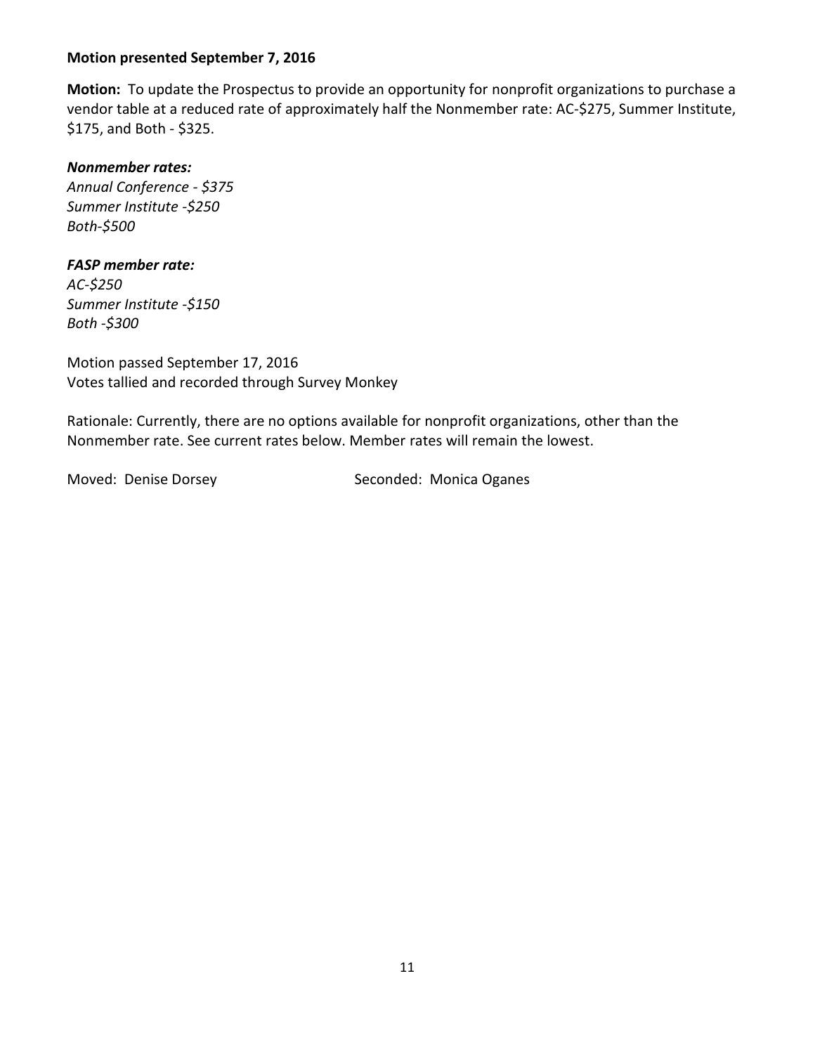**Motion presented September 7, 2016**

**Motion:** To update the Prospectus to provide an opportunity for nonprofit organizations to purchase a vendor table at a reduced rate of approximately half the Nonmember rate: AC-$275, Summer Institute, $175, and Both - $325.

***Nonmember rates:***
*Annual Conference - $375*
*Summer Institute -$250*
*Both-$500*

***FASP member rate:***
*AC-$250*
*Summer Institute -$150*
*Both -$300*

Motion passed September 17, 2016
Votes tallied and recorded through Survey Monkey

Rationale: Currently, there are no options available for nonprofit organizations, other than the Nonmember rate. See current rates below. Member rates will remain the lowest.

Moved: Denise Dorsey    Seconded: Monica Oganes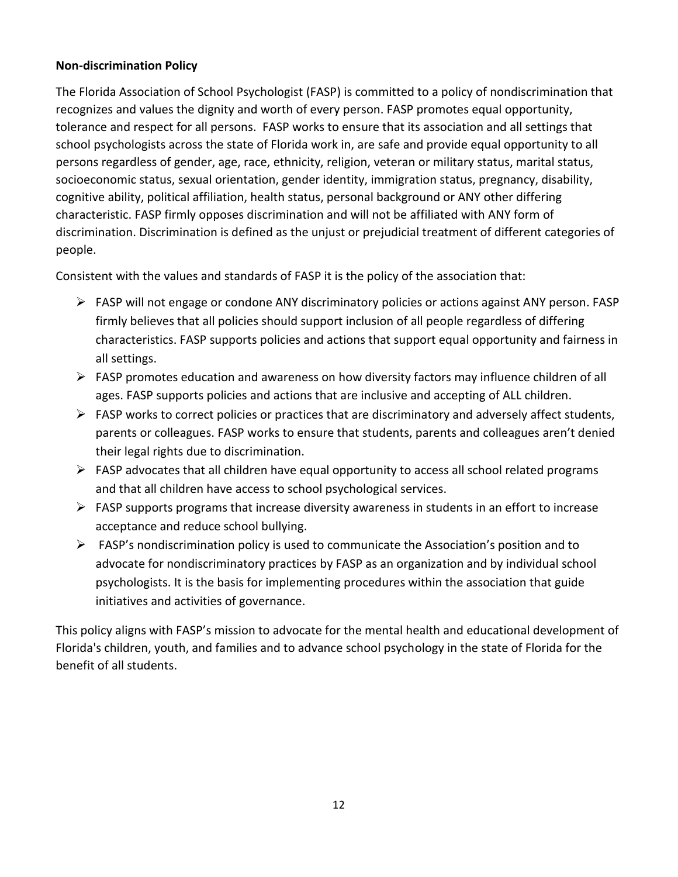**Non-discrimination Policy**

The Florida Association of School Psychologist (FASP) is committed to a policy of nondiscrimination that recognizes and values the dignity and worth of every person. FASP promotes equal opportunity, tolerance and respect for all persons. FASP works to ensure that its association and all settings that school psychologists across the state of Florida work in, are safe and provide equal opportunity to all persons regardless of gender, age, race, ethnicity, religion, veteran or military status, marital status, socioeconomic status, sexual orientation, gender identity, immigration status, pregnancy, disability, cognitive ability, political affiliation, health status, personal background or ANY other differing characteristic. FASP firmly opposes discrimination and will not be affiliated with ANY form of discrimination. Discrimination is defined as the unjust or prejudicial treatment of different categories of people.

Consistent with the values and standards of FASP it is the policy of the association that:

- FASP will not engage or condone ANY discriminatory policies or actions against ANY person. FASP firmly believes that all policies should support inclusion of all people regardless of differing characteristics. FASP supports policies and actions that support equal opportunity and fairness in all settings.
- FASP promotes education and awareness on how diversity factors may influence children of all ages. FASP supports policies and actions that are inclusive and accepting of ALL children.
- FASP works to correct policies or practices that are discriminatory and adversely affect students, parents or colleagues. FASP works to ensure that students, parents and colleagues aren't denied their legal rights due to discrimination.
- FASP advocates that all children have equal opportunity to access all school related programs and that all children have access to school psychological services.
- FASP supports programs that increase diversity awareness in students in an effort to increase acceptance and reduce school bullying.
- FASP's nondiscrimination policy is used to communicate the Association's position and to advocate for nondiscriminatory practices by FASP as an organization and by individual school psychologists. It is the basis for implementing procedures within the association that guide initiatives and activities of governance.

This policy aligns with FASP's mission to advocate for the mental health and educational development of Florida's children, youth, and families and to advance school psychology in the state of Florida for the benefit of all students.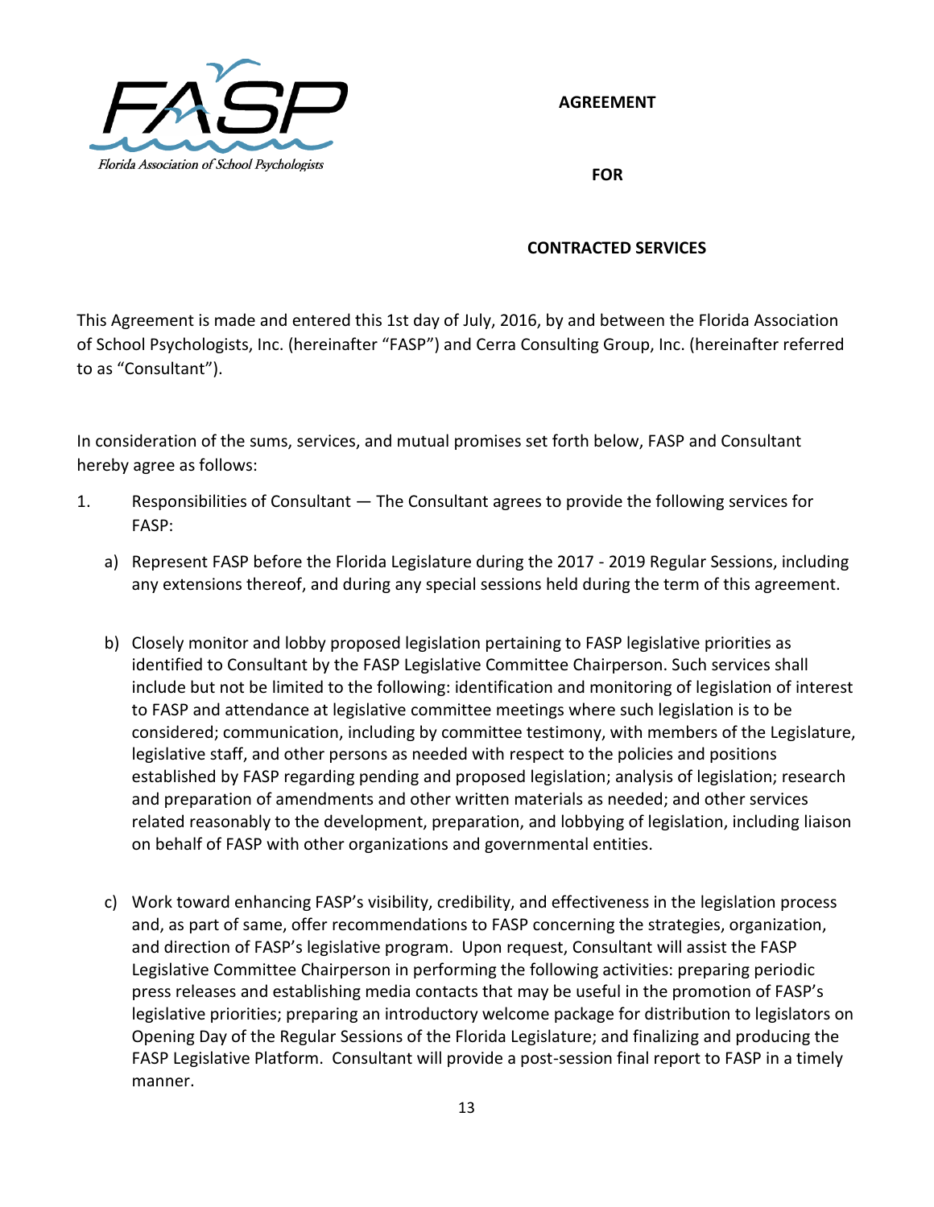# AGREEMENT

# FOR

# CONTRACTED SERVICES

This Agreement is made and entered this 1st day of July, 2016, by and between the Florida Association of School Psychologists, Inc. (hereinafter "FASP") and Cerra Consulting Group, Inc. (hereinafter referred to as "Consultant").

In consideration of the sums, services, and mutual promises set forth below, FASP and Consultant hereby agree as follows:

1. Responsibilities of Consultant — The Consultant agrees to provide the following services for FASP:

   a) Represent FASP before the Florida Legislature during the 2017 - 2019 Regular Sessions, including any extensions thereof, and during any special sessions held during the term of this agreement.

   b) Closely monitor and lobby proposed legislation pertaining to FASP legislative priorities as identified to Consultant by the FASP Legislative Committee Chairperson. Such services shall include but not be limited to the following: identification and monitoring of legislation of interest to FASP and attendance at legislative committee meetings where such legislation is to be considered; communication, including by committee testimony, with members of the Legislature, legislative staff, and other persons as needed with respect to the policies and positions established by FASP regarding pending and proposed legislation; analysis of legislation; research and preparation of amendments and other written materials as needed; and other services related reasonably to the development, preparation, and lobbying of legislation, including liaison on behalf of FASP with other organizations and governmental entities.

   c) Work toward enhancing FASP's visibility, credibility, and effectiveness in the legislation process and, as part of same, offer recommendations to FASP concerning the strategies, organization, and direction of FASP's legislative program. Upon request, Consultant will assist the FASP Legislative Committee Chairperson in performing the following activities: preparing periodic press releases and establishing media contacts that may be useful in the promotion of FASP's legislative priorities; preparing an introductory welcome package for distribution to legislators on Opening Day of the Regular Sessions of the Florida Legislature; and finalizing and producing the FASP Legislative Platform. Consultant will provide a post-session final report to FASP in a timely manner.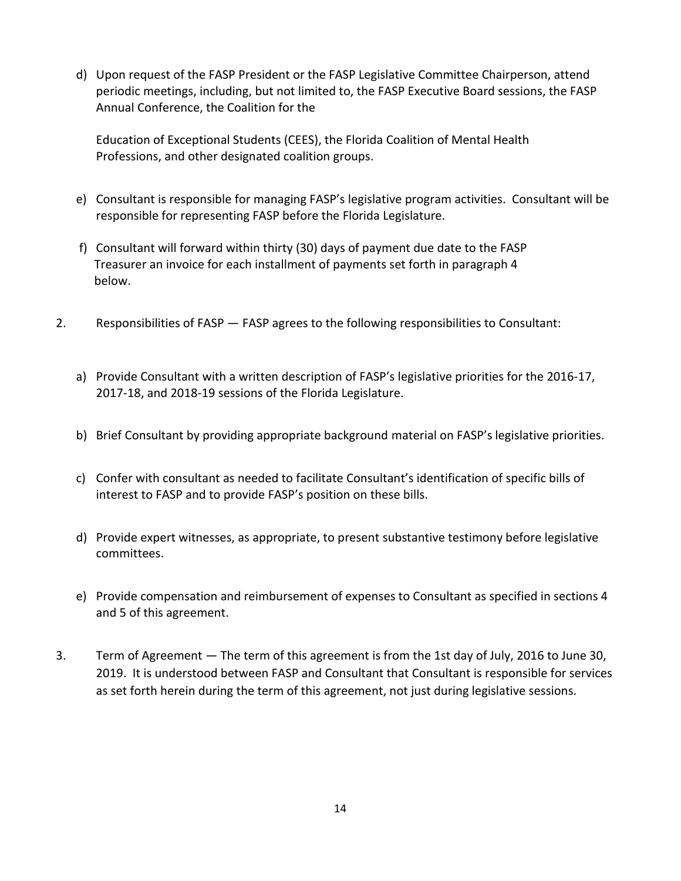d) Upon request of the FASP President or the FASP Legislative Committee Chairperson, attend periodic meetings, including, but not limited to, the FASP Executive Board sessions, the FASP Annual Conference, the Coalition for the

   Education of Exceptional Students (CEES), the Florida Coalition of Mental Health Professions, and other designated coalition groups.

e) Consultant is responsible for managing FASP's legislative program activities. Consultant will be responsible for representing FASP before the Florida Legislature.

f) Consultant will forward within thirty (30) days of payment due date to the FASP Treasurer an invoice for each installment of payments set forth in paragraph 4 below.

2. Responsibilities of FASP — FASP agrees to the following responsibilities to Consultant:

   a) Provide Consultant with a written description of FASP's legislative priorities for the 2016-17, 2017-18, and 2018-19 sessions of the Florida Legislature.

   b) Brief Consultant by providing appropriate background material on FASP's legislative priorities.

   c) Confer with consultant as needed to facilitate Consultant's identification of specific bills of interest to FASP and to provide FASP's position on these bills.

   d) Provide expert witnesses, as appropriate, to present substantive testimony before legislative committees.

   e) Provide compensation and reimbursement of expenses to Consultant as specified in sections 4 and 5 of this agreement.

3. Term of Agreement — The term of this agreement is from the 1st day of July, 2016 to June 30, 2019. It is understood between FASP and Consultant that Consultant is responsible for services as set forth herein during the term of this agreement, not just during legislative sessions.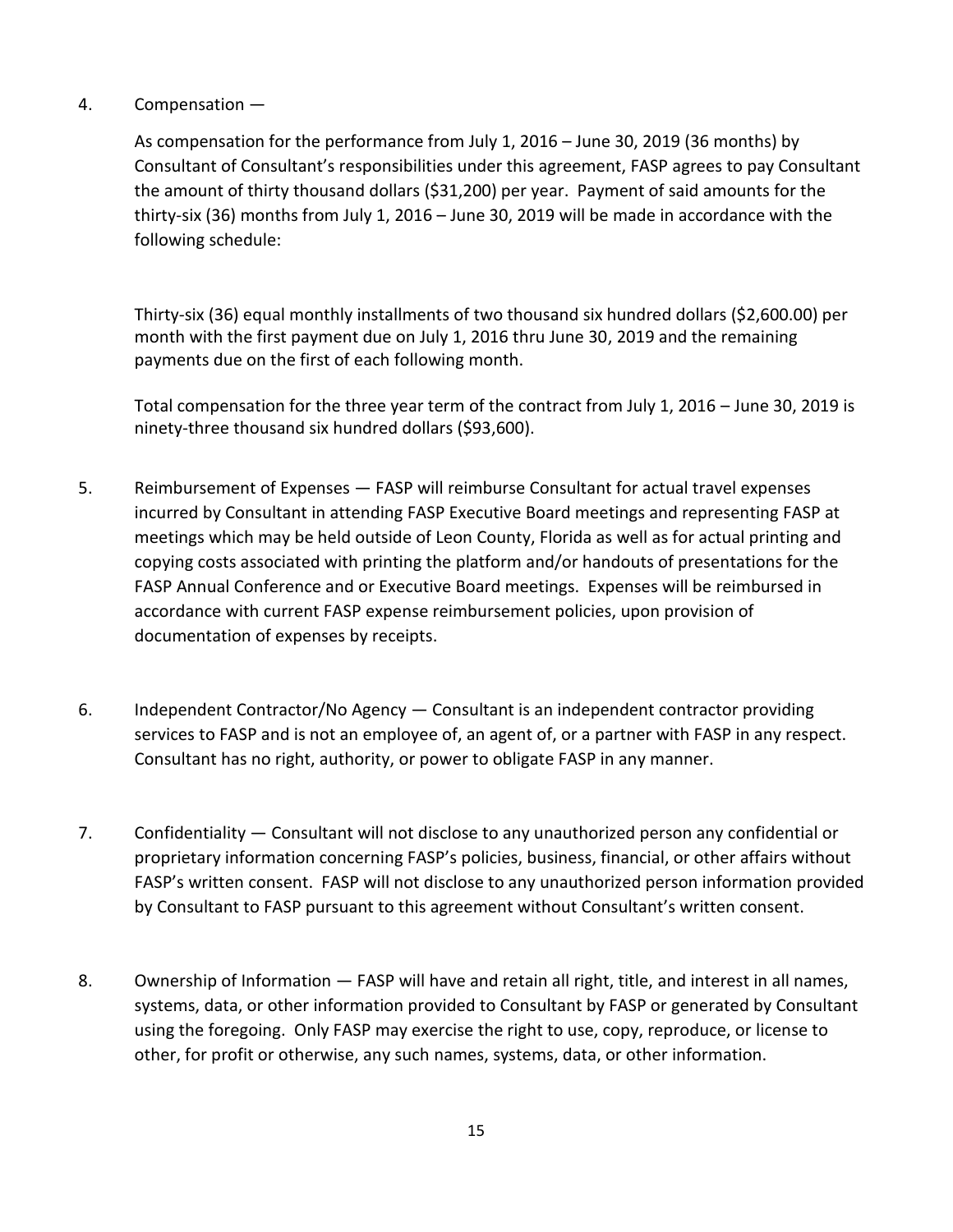4. Compensation —

 As compensation for the performance from July 1, 2016 – June 30, 2019 (36 months) by Consultant of Consultant's responsibilities under this agreement, FASP agrees to pay Consultant the amount of thirty thousand dollars ($31,200) per year. Payment of said amounts for the thirty-six (36) months from July 1, 2016 – June 30, 2019 will be made in accordance with the following schedule:

 Thirty-six (36) equal monthly installments of two thousand six hundred dollars ($2,600.00) per month with the first payment due on July 1, 2016 thru June 30, 2019 and the remaining payments due on the first of each following month.

 Total compensation for the three year term of the contract from July 1, 2016 – June 30, 2019 is ninety-three thousand six hundred dollars ($93,600).

5. Reimbursement of Expenses — FASP will reimburse Consultant for actual travel expenses incurred by Consultant in attending FASP Executive Board meetings and representing FASP at meetings which may be held outside of Leon County, Florida as well as for actual printing and copying costs associated with printing the platform and/or handouts of presentations for the FASP Annual Conference and or Executive Board meetings. Expenses will be reimbursed in accordance with current FASP expense reimbursement policies, upon provision of documentation of expenses by receipts.

6. Independent Contractor/No Agency — Consultant is an independent contractor providing services to FASP and is not an employee of, an agent of, or a partner with FASP in any respect. Consultant has no right, authority, or power to obligate FASP in any manner.

7. Confidentiality — Consultant will not disclose to any unauthorized person any confidential or proprietary information concerning FASP's policies, business, financial, or other affairs without FASP's written consent. FASP will not disclose to any unauthorized person information provided by Consultant to FASP pursuant to this agreement without Consultant's written consent.

8. Ownership of Information — FASP will have and retain all right, title, and interest in all names, systems, data, or other information provided to Consultant by FASP or generated by Consultant using the foregoing. Only FASP may exercise the right to use, copy, reproduce, or license to other, for profit or otherwise, any such names, systems, data, or other information.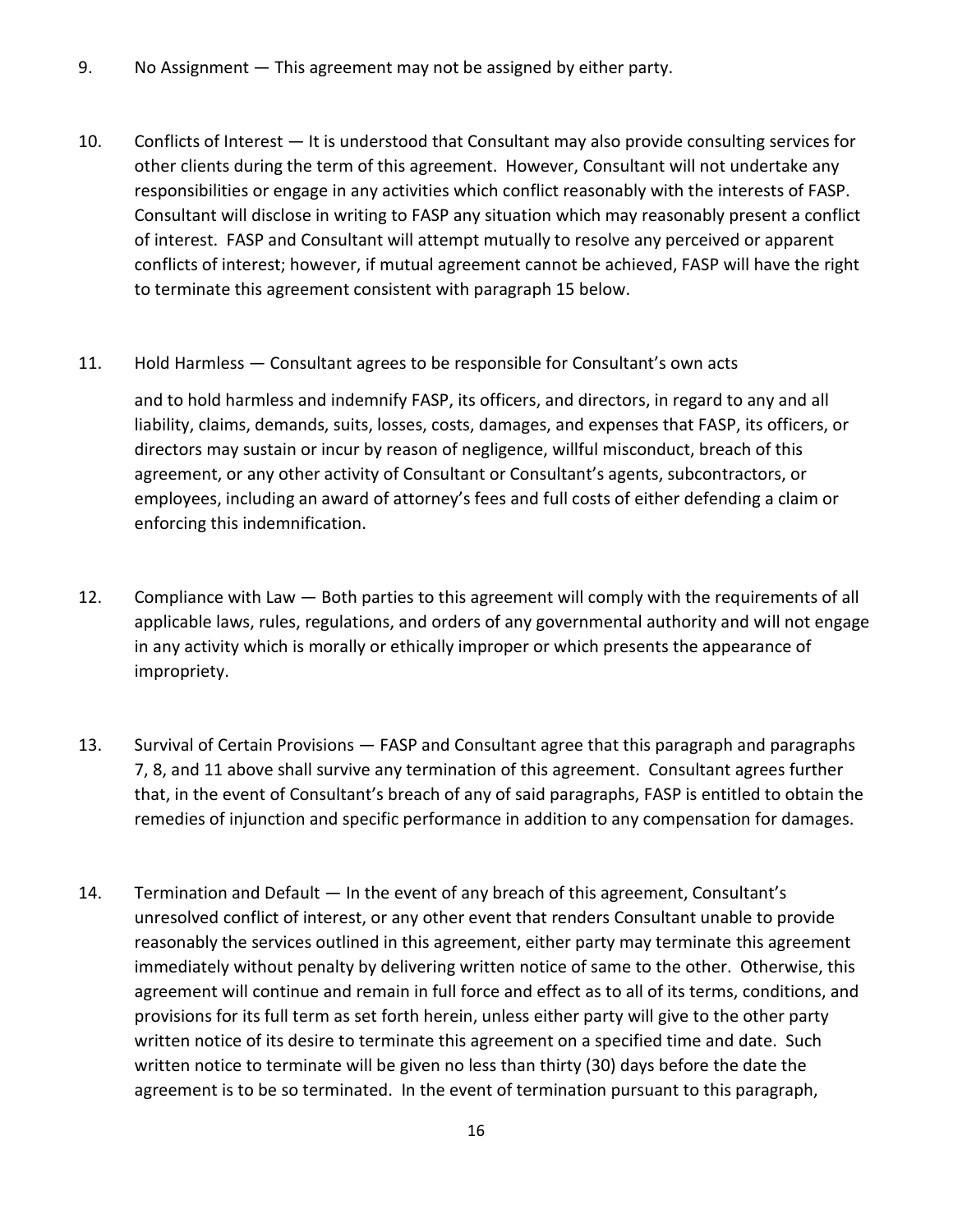9. No Assignment — This agreement may not be assigned by either party.

10. Conflicts of Interest — It is understood that Consultant may also provide consulting services for other clients during the term of this agreement. However, Consultant will not undertake any responsibilities or engage in any activities which conflict reasonably with the interests of FASP. Consultant will disclose in writing to FASP any situation which may reasonably present a conflict of interest. FASP and Consultant will attempt mutually to resolve any perceived or apparent conflicts of interest; however, if mutual agreement cannot be achieved, FASP will have the right to terminate this agreement consistent with paragraph 15 below.

11. Hold Harmless — Consultant agrees to be responsible for Consultant's own acts

    and to hold harmless and indemnify FASP, its officers, and directors, in regard to any and all liability, claims, demands, suits, losses, costs, damages, and expenses that FASP, its officers, or directors may sustain or incur by reason of negligence, willful misconduct, breach of this agreement, or any other activity of Consultant or Consultant's agents, subcontractors, or employees, including an award of attorney's fees and full costs of either defending a claim or enforcing this indemnification.

12. Compliance with Law — Both parties to this agreement will comply with the requirements of all applicable laws, rules, regulations, and orders of any governmental authority and will not engage in any activity which is morally or ethically improper or which presents the appearance of impropriety.

13. Survival of Certain Provisions — FASP and Consultant agree that this paragraph and paragraphs 7, 8, and 11 above shall survive any termination of this agreement. Consultant agrees further that, in the event of Consultant's breach of any of said paragraphs, FASP is entitled to obtain the remedies of injunction and specific performance in addition to any compensation for damages.

14. Termination and Default — In the event of any breach of this agreement, Consultant's unresolved conflict of interest, or any other event that renders Consultant unable to provide reasonably the services outlined in this agreement, either party may terminate this agreement immediately without penalty by delivering written notice of same to the other. Otherwise, this agreement will continue and remain in full force and effect as to all of its terms, conditions, and provisions for its full term as set forth herein, unless either party will give to the other party written notice of its desire to terminate this agreement on a specified time and date. Such written notice to terminate will be given no less than thirty (30) days before the date the agreement is to be so terminated. In the event of termination pursuant to this paragraph,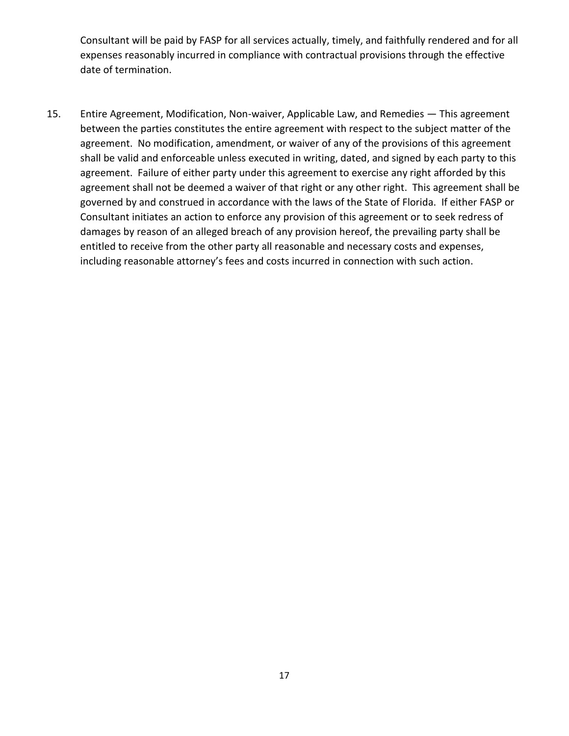Consultant will be paid by FASP for all services actually, timely, and faithfully rendered and for all expenses reasonably incurred in compliance with contractual provisions through the effective date of termination.

15. Entire Agreement, Modification, Non-waiver, Applicable Law, and Remedies — This agreement between the parties constitutes the entire agreement with respect to the subject matter of the agreement. No modification, amendment, or waiver of any of the provisions of this agreement shall be valid and enforceable unless executed in writing, dated, and signed by each party to this agreement. Failure of either party under this agreement to exercise any right afforded by this agreement shall not be deemed a waiver of that right or any other right. This agreement shall be governed by and construed in accordance with the laws of the State of Florida. If either FASP or Consultant initiates an action to enforce any provision of this agreement or to seek redress of damages by reason of an alleged breach of any provision hereof, the prevailing party shall be entitled to receive from the other party all reasonable and necessary costs and expenses, including reasonable attorney's fees and costs incurred in connection with such action.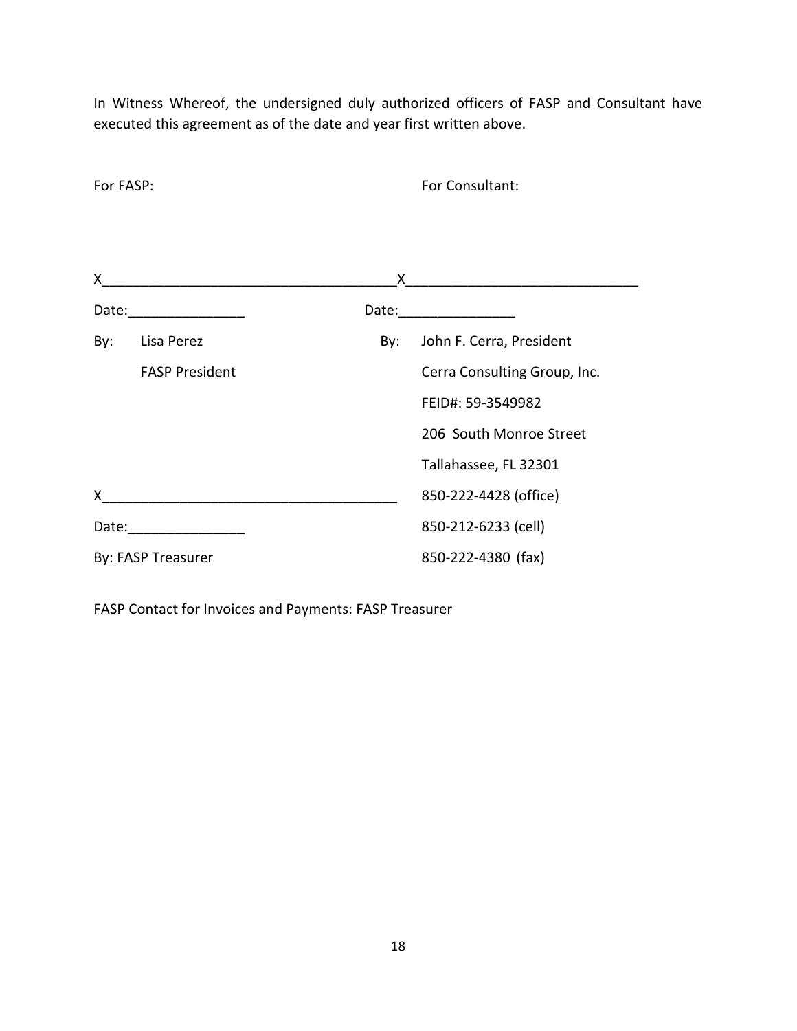In Witness Whereof, the undersigned duly authorized officers of FASP and Consultant have executed this agreement as of the date and year first written above.

For FASP:

X______________________________________

Date:_______________

By: Lisa Perez

FASP President

X______________________________________

Date:_______________

By: FASP Treasurer

For Consultant:

X_____________________________

Date:_______________

By: John F. Cerra, President

Cerra Consulting Group, Inc.

FEID#: 59-3549982

206 South Monroe Street

Tallahassee, FL 32301

850-222-4428 (office)

850-212-6233 (cell)

850-222-4380 (fax)

FASP Contact for Invoices and Payments: FASP Treasurer